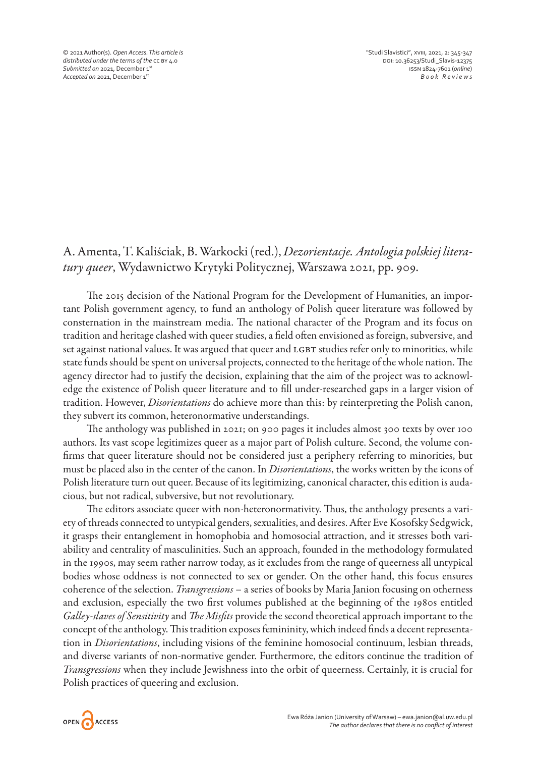# A. Amenta, T. Kaliściak, B. Warkocki (red.), *Dezorientacje. Antologia polskiej literatury queer*, Wydawnictwo Krytyki Politycznej, Warszawa 2021, pp. 909.

The 2015 decision of the National Program for the Development of Humanities, an important Polish government agency, to fund an anthology of Polish queer literature was followed by consternation in the mainstream media. The national character of the Program and its focus on tradition and heritage clashed with queer studies, a field often envisioned as foreign, subversive, and set against national values. It was argued that queer and LGBT studies refer only to minorities, while state funds should be spent on universal projects, connected to the heritage of the whole nation. The agency director had to justify the decision, explaining that the aim of the project was to acknowledge the existence of Polish queer literature and to fill under-researched gaps in a larger vision of tradition. However, *Disorientations* do achieve more than this: by reinterpreting the Polish canon, they subvert its common, heteronormative understandings.

The anthology was published in 2021; on 900 pages it includes almost 300 texts by over 100 authors. Its vast scope legitimizes queer as a major part of Polish culture. Second, the volume confirms that queer literature should not be considered just a periphery referring to minorities, but must be placed also in the center of the canon. In *Disorientations*, the works written by the icons of Polish literature turn out queer. Because of its legitimizing, canonical character, this edition is audacious, but not radical, subversive, but not revolutionary.

The editors associate queer with non-heteronormativity. Thus, the anthology presents a variety of threads connected to untypical genders, sexualities, and desires. After Eve Kosofsky Sedgwick, it grasps their entanglement in homophobia and homosocial attraction, and it stresses both variability and centrality of masculinities. Such an approach, founded in the methodology formulated in the 1990s, may seem rather narrow today, as it excludes from the range of queerness all untypical bodies whose oddness is not connected to sex or gender. On the other hand, this focus ensures coherence of the selection. *Transgressions* – a series of books by Maria Janion focusing on otherness and exclusion, especially the two first volumes published at the beginning of the 1980s entitled *Galley-slaves of Sensitivity* and *The Misfits* provide the second theoretical approach important to the concept of the anthology. This tradition exposes femininity, which indeed finds a decent representation in *Disorientations*, including visions of the feminine homosocial continuum, lesbian threads, and diverse variants of non-normative gender. Furthermore, the editors continue the tradition of *Transgressions* when they include Jewishness into the orbit of queerness. Certainly, it is crucial for Polish practices of queering and exclusion.

Ewa Róża Janion (University of Warsaw) – ewa.janion@al.uw.edu.pl
*The author declares that there is no conflict of interest*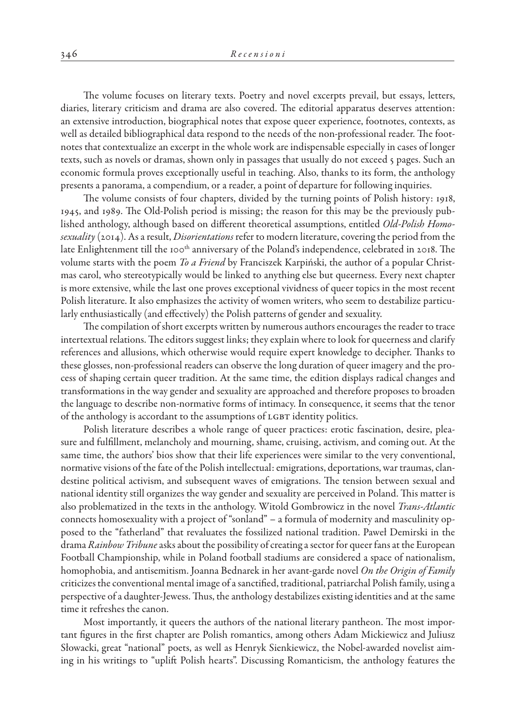The volume focuses on literary texts. Poetry and novel excerpts prevail, but essays, letters, diaries, literary criticism and drama are also covered. The editorial apparatus deserves attention: an extensive introduction, biographical notes that expose queer experience, footnotes, contexts, as well as detailed bibliographical data respond to the needs of the non-professional reader. The footnotes that contextualize an excerpt in the whole work are indispensable especially in cases of longer texts, such as novels or dramas, shown only in passages that usually do not exceed 5 pages. Such an economic formula proves exceptionally useful in teaching. Also, thanks to its form, the anthology presents a panorama, a compendium, or a reader, a point of departure for following inquiries.

The volume consists of four chapters, divided by the turning points of Polish history: 1918, 1945, and 1989. The Old-Polish period is missing; the reason for this may be the previously published anthology, although based on different theoretical assumptions, entitled *Old-Polish Homosexuality* (2014). As a result, *Disorientations* refer to modern literature, covering the period from the late Enlightenment till the 100th anniversary of the Poland's independence, celebrated in 2018. The volume starts with the poem *To a Friend* by Franciszek Karpiński, the author of a popular Christmas carol, who stereotypically would be linked to anything else but queerness. Every next chapter is more extensive, while the last one proves exceptional vividness of queer topics in the most recent Polish literature. It also emphasizes the activity of women writers, who seem to destabilize particularly enthusiastically (and effectively) the Polish patterns of gender and sexuality.

The compilation of short excerpts written by numerous authors encourages the reader to trace intertextual relations. The editors suggest links; they explain where to look for queerness and clarify references and allusions, which otherwise would require expert knowledge to decipher. Thanks to these glosses, non-professional readers can observe the long duration of queer imagery and the process of shaping certain queer tradition. At the same time, the edition displays radical changes and transformations in the way gender and sexuality are approached and therefore proposes to broaden the language to describe non-normative forms of intimacy. In consequence, it seems that the tenor of the anthology is accordant to the assumptions of LGBT identity politics.

Polish literature describes a whole range of queer practices: erotic fascination, desire, pleasure and fulfillment, melancholy and mourning, shame, cruising, activism, and coming out. At the same time, the authors' bios show that their life experiences were similar to the very conventional, normative visions of the fate of the Polish intellectual: emigrations, deportations, war traumas, clandestine political activism, and subsequent waves of emigrations. The tension between sexual and national identity still organizes the way gender and sexuality are perceived in Poland. This matter is also problematized in the texts in the anthology. Witold Gombrowicz in the novel *Trans-Atlantic* connects homosexuality with a project of "sonland" – a formula of modernity and masculinity opposed to the "fatherland" that revaluates the fossilized national tradition. Paweł Demirski in the drama *Rainbow Tribune* asks about the possibility of creating a sector for queer fans at the European Football Championship, while in Poland football stadiums are considered a space of nationalism, homophobia, and antisemitism. Joanna Bednarek in her avant-garde novel *On the Origin of Family* criticizes the conventional mental image of a sanctified, traditional, patriarchal Polish family, using a perspective of a daughter-Jewess. Thus, the anthology destabilizes existing identities and at the same time it refreshes the canon.

Most importantly, it queers the authors of the national literary pantheon. The most important figures in the first chapter are Polish romantics, among others Adam Mickiewicz and Juliusz Słowacki, great "national" poets, as well as Henryk Sienkiewicz, the Nobel-awarded novelist aiming in his writings to "uplift Polish hearts". Discussing Romanticism, the anthology features the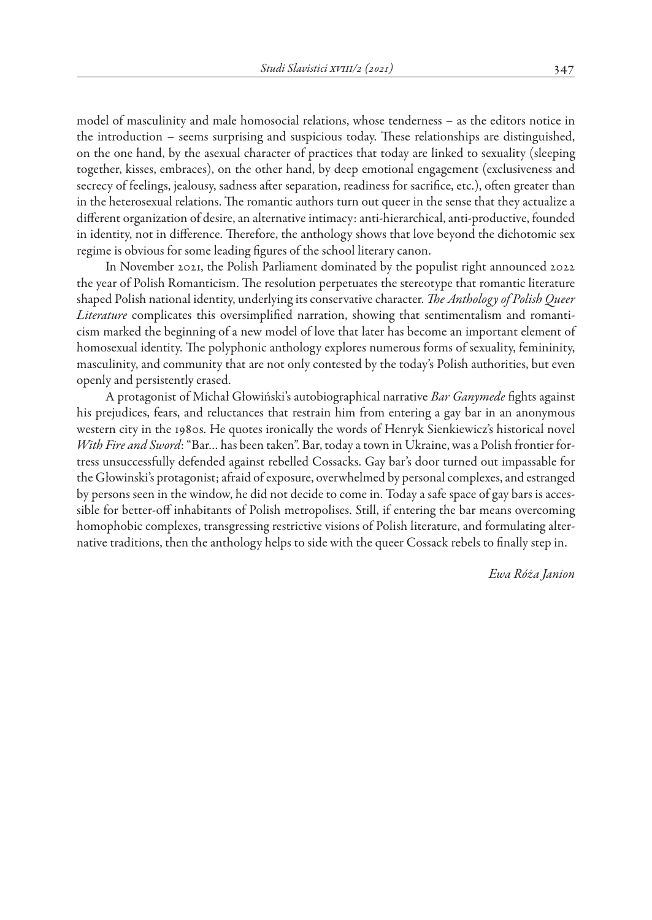model of masculinity and male homosocial relations, whose tenderness – as the editors notice in the introduction – seems surprising and suspicious today. These relationships are distinguished, on the one hand, by the asexual character of practices that today are linked to sexuality (sleeping together, kisses, embraces), on the other hand, by deep emotional engagement (exclusiveness and secrecy of feelings, jealousy, sadness after separation, readiness for sacrifice, etc.), often greater than in the heterosexual relations. The romantic authors turn out queer in the sense that they actualize a different organization of desire, an alternative intimacy: anti-hierarchical, anti-productive, founded in identity, not in difference. Therefore, the anthology shows that love beyond the dichotomic sex regime is obvious for some leading figures of the school literary canon.

In November 2021, the Polish Parliament dominated by the populist right announced 2022 the year of Polish Romanticism. The resolution perpetuates the stereotype that romantic literature shaped Polish national identity, underlying its conservative character. *The Anthology of Polish Queer Literature* complicates this oversimplified narration, showing that sentimentalism and romanticism marked the beginning of a new model of love that later has become an important element of homosexual identity. The polyphonic anthology explores numerous forms of sexuality, femininity, masculinity, and community that are not only contested by the today's Polish authorities, but even openly and persistently erased.

A protagonist of Michał Głowiński's autobiographical narrative *Bar Ganymede* fights against his prejudices, fears, and reluctances that restrain him from entering a gay bar in an anonymous western city in the 1980s. He quotes ironically the words of Henryk Sienkiewicz's historical novel *With Fire and Sword*: "Bar… has been taken". Bar, today a town in Ukraine, was a Polish frontier fortress unsuccessfully defended against rebelled Cossacks. Gay bar's door turned out impassable for the Głowinski's protagonist; afraid of exposure, overwhelmed by personal complexes, and estranged by persons seen in the window, he did not decide to come in. Today a safe space of gay bars is accessible for better-off inhabitants of Polish metropolises. Still, if entering the bar means overcoming homophobic complexes, transgressing restrictive visions of Polish literature, and formulating alternative traditions, then the anthology helps to side with the queer Cossack rebels to finally step in.

*Ewa Róża Janion*